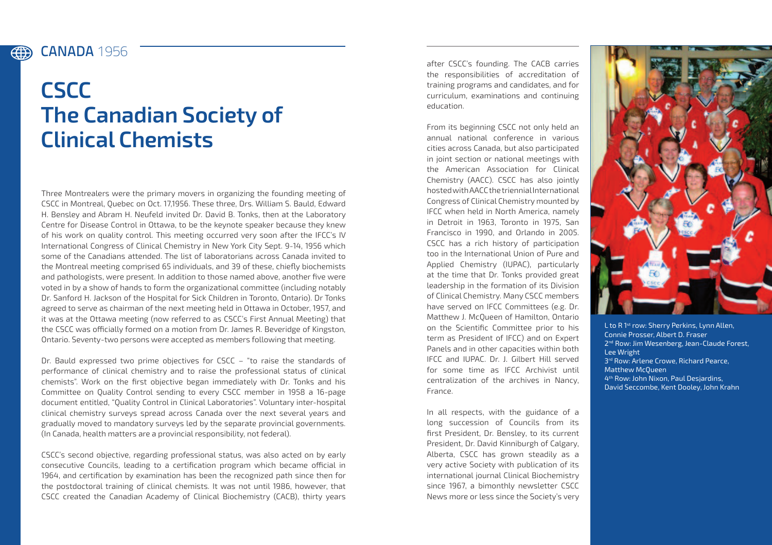CANADA 1956

# CSCC
# The Canadian Society of Clinical Chemists

Three Montrealers were the primary movers in organizing the founding meeting of CSCC in Montreal, Quebec on Oct. 17,1956. These three, Drs. William S. Bauld, Edward H. Bensley and Abram H. Neufeld invited Dr. David B. Tonks, then at the Laboratory Centre for Disease Control in Ottawa, to be the keynote speaker because they knew of his work on quality control. This meeting occurred very soon after the IFCC's IV International Congress of Clinical Chemistry in New York City Sept. 9-14, 1956 which some of the Canadians attended. The list of laboratorians across Canada invited to the Montreal meeting comprised 65 individuals, and 39 of these, chiefly biochemists and pathologists, were present. In addition to those named above, another five were voted in by a show of hands to form the organizational committee (including notably Dr. Sanford H. Jackson of the Hospital for Sick Children in Toronto, Ontario). Dr Tonks agreed to serve as chairman of the next meeting held in Ottawa in October, 1957, and it was at the Ottawa meeting (now referred to as CSCC's First Annual Meeting) that the CSCC was officially formed on a motion from Dr. James R. Beveridge of Kingston, Ontario. Seventy-two persons were accepted as members following that meeting.

Dr. Bauld expressed two prime objectives for CSCC – "to raise the standards of performance of clinical chemistry and to raise the professional status of clinical chemists". Work on the first objective began immediately with Dr. Tonks and his Committee on Quality Control sending to every CSCC member in 1958 a 16-page document entitled, "Quality Control in Clinical Laboratories". Voluntary inter-hospital clinical chemistry surveys spread across Canada over the next several years and gradually moved to mandatory surveys led by the separate provincial governments. (In Canada, health matters are a provincial responsibility, not federal).

CSCC's second objective, regarding professional status, was also acted on by early consecutive Councils, leading to a certification program which became official in 1964, and certification by examination has been the recognized path since then for the postdoctoral training of clinical chemists. It was not until 1986, however, that CSCC created the Canadian Academy of Clinical Biochemistry (CACB), thirty years after CSCC's founding. The CACB carries the responsibilities of accreditation of training programs and candidates, and for curriculum, examinations and continuing education.

From its beginning CSCC not only held an annual national conference in various cities across Canada, but also participated in joint section or national meetings with the American Association for Clinical Chemistry (AACC). CSCC has also jointly hosted with AACC the triennial International Congress of Clinical Chemistry mounted by IFCC when held in North America, namely in Detroit in 1963, Toronto in 1975, San Francisco in 1990, and Orlando in 2005. CSCC has a rich history of participation too in the International Union of Pure and Applied Chemistry (IUPAC), particularly at the time that Dr. Tonks provided great leadership in the formation of its Division of Clinical Chemistry. Many CSCC members have served on IFCC Committees (e.g. Dr. Matthew J. McQueen of Hamilton, Ontario on the Scientific Committee prior to his term as President of IFCC) and on Expert Panels and in other capacities within both IFCC and IUPAC. Dr. J. Gilbert Hill served for some time as IFCC Archivist until centralization of the archives in Nancy, France.

In all respects, with the guidance of a long succession of Councils from its first President, Dr. Bensley, to its current President, Dr. David Kinniburgh of Calgary, Alberta, CSCC has grown steadily as a very active Society with publication of its international journal Clinical Biochemistry since 1967, a bimonthly newsletter CSCC News more or less since the Society's very

L to R 1st row: Sherry Perkins, Lynn Allen, Connie Prosser, Albert D. Fraser
2nd Row: Jim Wesenberg, Jean-Claude Forest, Lee Wright
3rd Row: Arlene Crowe, Richard Pearce, Matthew McQueen
4th Row: John Nixon, Paul Desjardins, David Seccombe, Kent Dooley, John Krahn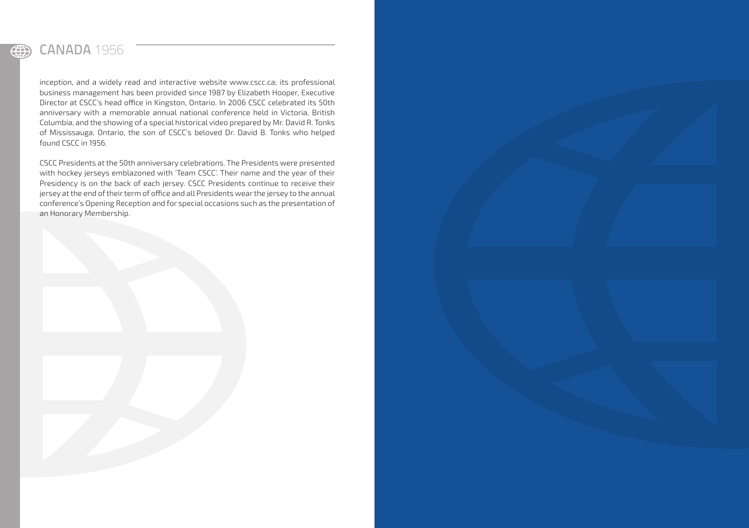## **CANADA** 1956

inception, and a widely read and interactive website www.cscc.ca; its professional business management has been provided since 1987 by Elizabeth Hooper, Executive Director at CSCC's head office in Kingston, Ontario. In 2006 CSCC celebrated its 50th anniversary with a memorable annual national conference held in Victoria, British Columbia, and the showing of a special historical video prepared by Mr. David R. Tonks of Mississauga, Ontario, the son of CSCC's beloved Dr. David B. Tonks who helped found CSCC in 1956.

CSCC Presidents at the 50th anniversary celebrations. The Presidents were presented with hockey jerseys emblazoned with 'Team CSCC'. Their name and the year of their Presidency is on the back of each jersey. CSCC Presidents continue to receive their jersey at the end of their term of office and all Presidents wear the jersey to the annual conference's Opening Reception and for special occasions such as the presentation of an Honorary Membership.